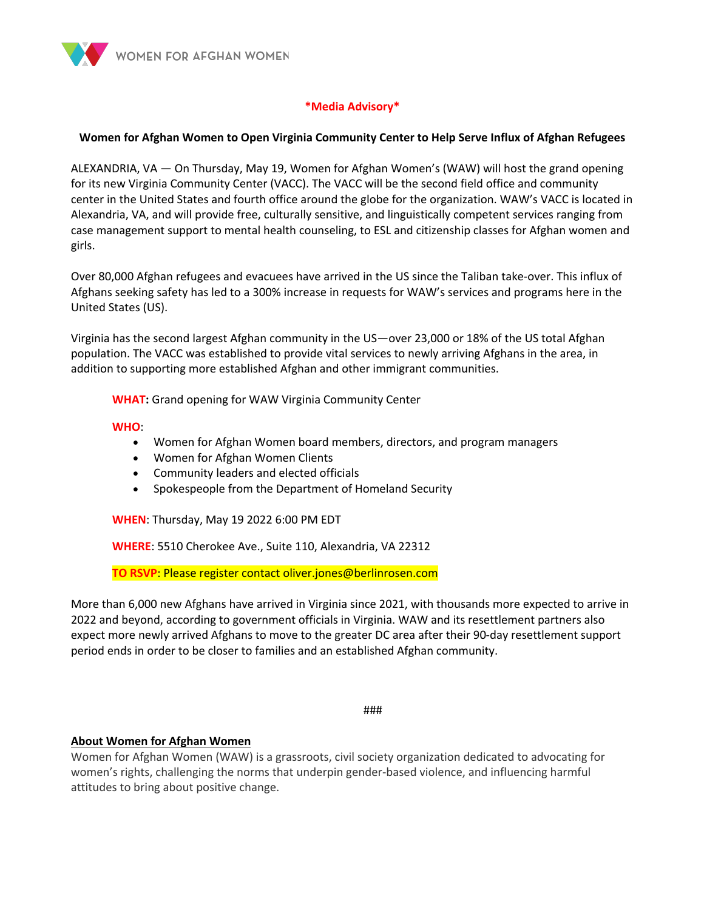WOMEN FOR AFGHAN WOMEN

**\*Media Advisory\***

**Women for Afghan Women to Open Virginia Community Center to Help Serve Influx of Afghan Refugees**

ALEXANDRIA, VA — On Thursday, May 19, Women for Afghan Women's (WAW) will host the grand opening for its new Virginia Community Center (VACC). The VACC will be the second field office and community center in the United States and fourth office around the globe for the organization. WAW's VACC is located in Alexandria, VA, and will provide free, culturally sensitive, and linguistically competent services ranging from case management support to mental health counseling, to ESL and citizenship classes for Afghan women and girls.

Over 80,000 Afghan refugees and evacuees have arrived in the US since the Taliban take-over. This influx of Afghans seeking safety has led to a 300% increase in requests for WAW's services and programs here in the United States (US).

Virginia has the second largest Afghan community in the US—over 23,000 or 18% of the US total Afghan population. The VACC was established to provide vital services to newly arriving Afghans in the area, in addition to supporting more established Afghan and other immigrant communities.

**WHAT:** Grand opening for WAW Virginia Community Center

**WHO**:

- Women for Afghan Women board members, directors, and program managers
- Women for Afghan Women Clients
- Community leaders and elected officials
- Spokespeople from the Department of Homeland Security

**WHEN**: Thursday, May 19 2022 6:00 PM EDT

**WHERE**: 5510 Cherokee Ave., Suite 110, Alexandria, VA 22312

**TO RSVP**: Please register contact oliver.jones@berlinrosen.com

More than 6,000 new Afghans have arrived in Virginia since 2021, with thousands more expected to arrive in 2022 and beyond, according to government officials in Virginia. WAW and its resettlement partners also expect more newly arrived Afghans to move to the greater DC area after their 90-day resettlement support period ends in order to be closer to families and an established Afghan community.

###

**About Women for Afghan Women**

Women for Afghan Women (WAW) is a grassroots, civil society organization dedicated to advocating for women's rights, challenging the norms that underpin gender-based violence, and influencing harmful attitudes to bring about positive change.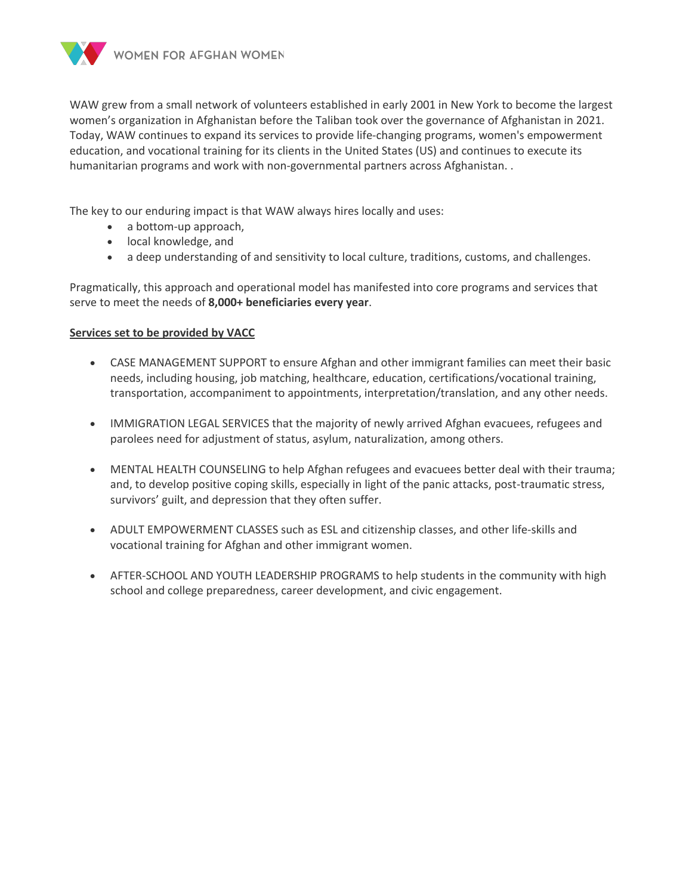WAW grew from a small network of volunteers established in early 2001 in New York to become the largest women's organization in Afghanistan before the Taliban took over the governance of Afghanistan in 2021. Today, WAW continues to expand its services to provide life-changing programs, women's empowerment education, and vocational training for its clients in the United States (US) and continues to execute its humanitarian programs and work with non-governmental partners across Afghanistan. .

The key to our enduring impact is that WAW always hires locally and uses:

- a bottom-up approach,
- local knowledge, and
- a deep understanding of and sensitivity to local culture, traditions, customs, and challenges.

Pragmatically, this approach and operational model has manifested into core programs and services that serve to meet the needs of **8,000+ beneficiaries every year**.

**<u>Services set to be provided by VACC</u>**

- CASE MANAGEMENT SUPPORT to ensure Afghan and other immigrant families can meet their basic needs, including housing, job matching, healthcare, education, certifications/vocational training, transportation, accompaniment to appointments, interpretation/translation, and any other needs.

- IMMIGRATION LEGAL SERVICES that the majority of newly arrived Afghan evacuees, refugees and parolees need for adjustment of status, asylum, naturalization, among others.

- MENTAL HEALTH COUNSELING to help Afghan refugees and evacuees better deal with their trauma; and, to develop positive coping skills, especially in light of the panic attacks, post-traumatic stress, survivors' guilt, and depression that they often suffer.

- ADULT EMPOWERMENT CLASSES such as ESL and citizenship classes, and other life-skills and vocational training for Afghan and other immigrant women.

- AFTER-SCHOOL AND YOUTH LEADERSHIP PROGRAMS to help students in the community with high school and college preparedness, career development, and civic engagement.